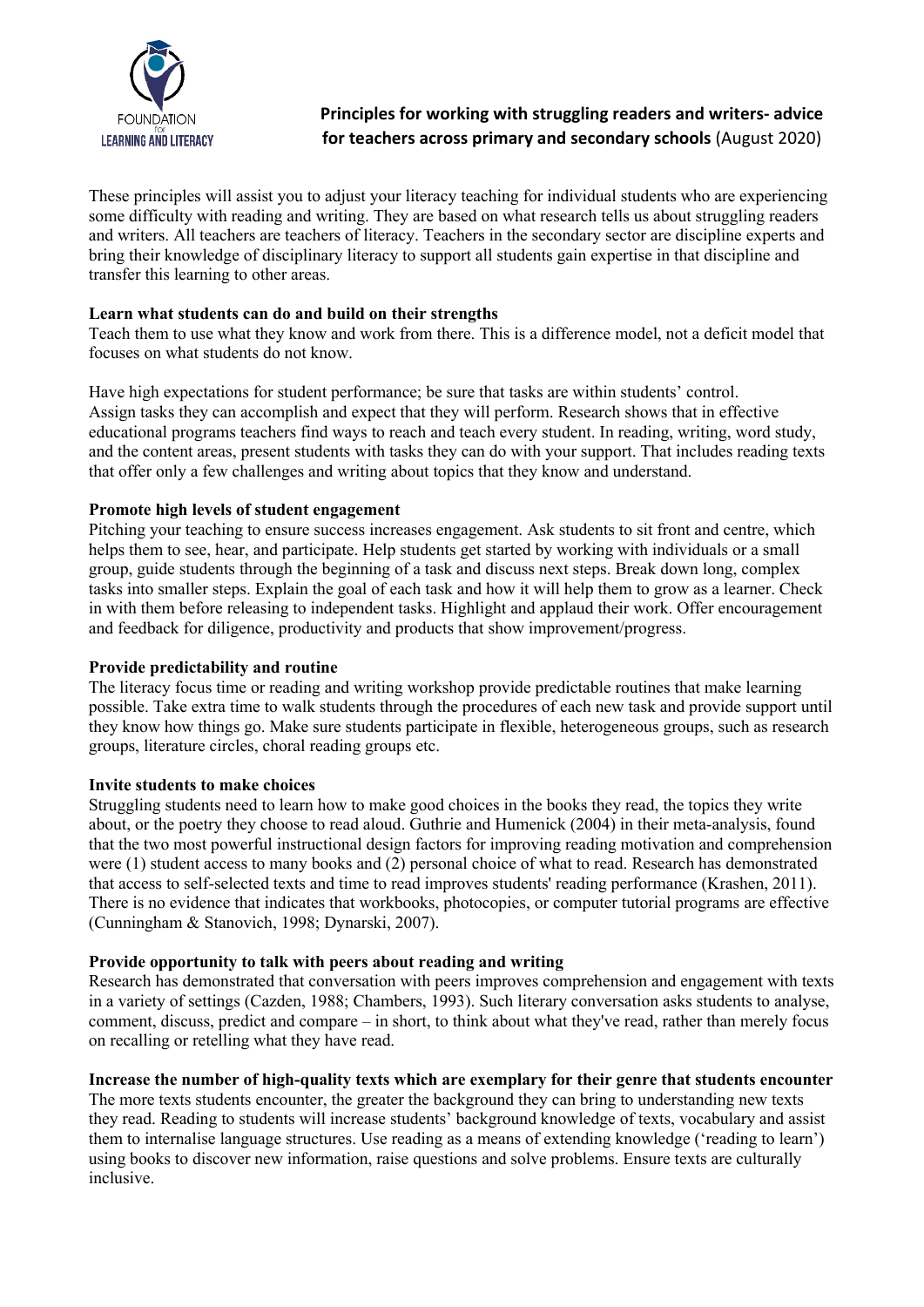FOUNDATION FOR LEARNING AND LITERACY

# Principles for working with struggling readers and writers- advice for teachers across primary and secondary schools (August 2020)

These principles will assist you to adjust your literacy teaching for individual students who are experiencing some difficulty with reading and writing. They are based on what research tells us about struggling readers and writers. All teachers are teachers of literacy. Teachers in the secondary sector are discipline experts and bring their knowledge of disciplinary literacy to support all students gain expertise in that discipline and transfer this learning to other areas.

**Learn what students can do and build on their strengths**

Teach them to use what they know and work from there. This is a difference model, not a deficit model that focuses on what students do not know.

Have high expectations for student performance; be sure that tasks are within students' control. Assign tasks they can accomplish and expect that they will perform. Research shows that in effective educational programs teachers find ways to reach and teach every student. In reading, writing, word study, and the content areas, present students with tasks they can do with your support. That includes reading texts that offer only a few challenges and writing about topics that they know and understand.

**Promote high levels of student engagement**

Pitching your teaching to ensure success increases engagement. Ask students to sit front and centre, which helps them to see, hear, and participate. Help students get started by working with individuals or a small group, guide students through the beginning of a task and discuss next steps. Break down long, complex tasks into smaller steps. Explain the goal of each task and how it will help them to grow as a learner. Check in with them before releasing to independent tasks. Highlight and applaud their work. Offer encouragement and feedback for diligence, productivity and products that show improvement/progress.

**Provide predictability and routine**

The literacy focus time or reading and writing workshop provide predictable routines that make learning possible. Take extra time to walk students through the procedures of each new task and provide support until they know how things go. Make sure students participate in flexible, heterogeneous groups, such as research groups, literature circles, choral reading groups etc.

**Invite students to make choices**

Struggling students need to learn how to make good choices in the books they read, the topics they write about, or the poetry they choose to read aloud. Guthrie and Humenick (2004) in their meta-analysis, found that the two most powerful instructional design factors for improving reading motivation and comprehension were (1) student access to many books and (2) personal choice of what to read. Research has demonstrated that access to self-selected texts and time to read improves students' reading performance (Krashen, 2011). There is no evidence that indicates that workbooks, photocopies, or computer tutorial programs are effective (Cunningham & Stanovich, 1998; Dynarski, 2007).

**Provide opportunity to talk with peers about reading and writing**

Research has demonstrated that conversation with peers improves comprehension and engagement with texts in a variety of settings (Cazden, 1988; Chambers, 1993). Such literary conversation asks students to analyse, comment, discuss, predict and compare – in short, to think about what they've read, rather than merely focus on recalling or retelling what they have read.

**Increase the number of high-quality texts which are exemplary for their genre that students encounter**

The more texts students encounter, the greater the background they can bring to understanding new texts they read. Reading to students will increase students' background knowledge of texts, vocabulary and assist them to internalise language structures. Use reading as a means of extending knowledge ('reading to learn') using books to discover new information, raise questions and solve problems. Ensure texts are culturally inclusive.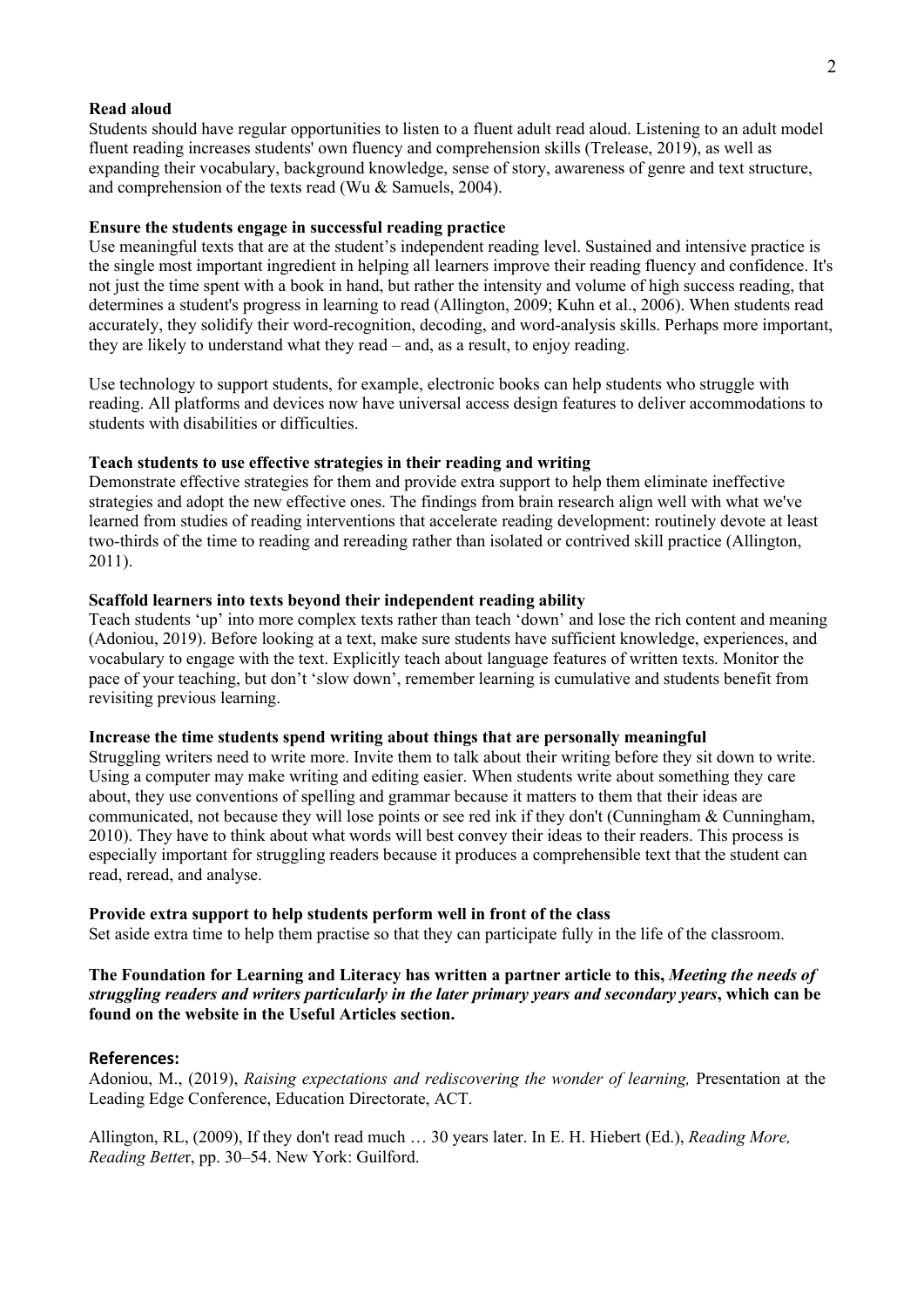**Read aloud**

Students should have regular opportunities to listen to a fluent adult read aloud. Listening to an adult model fluent reading increases students' own fluency and comprehension skills (Trelease, 2019), as well as expanding their vocabulary, background knowledge, sense of story, awareness of genre and text structure, and comprehension of the texts read (Wu & Samuels, 2004).

**Ensure the students engage in successful reading practice**

Use meaningful texts that are at the student's independent reading level. Sustained and intensive practice is the single most important ingredient in helping all learners improve their reading fluency and confidence. It's not just the time spent with a book in hand, but rather the intensity and volume of high success reading, that determines a student's progress in learning to read (Allington, 2009; Kuhn et al., 2006). When students read accurately, they solidify their word-recognition, decoding, and word-analysis skills. Perhaps more important, they are likely to understand what they read – and, as a result, to enjoy reading.

Use technology to support students, for example, electronic books can help students who struggle with reading. All platforms and devices now have universal access design features to deliver accommodations to students with disabilities or difficulties.

**Teach students to use effective strategies in their reading and writing**

Demonstrate effective strategies for them and provide extra support to help them eliminate ineffective strategies and adopt the new effective ones. The findings from brain research align well with what we've learned from studies of reading interventions that accelerate reading development: routinely devote at least two-thirds of the time to reading and rereading rather than isolated or contrived skill practice (Allington, 2011).

**Scaffold learners into texts beyond their independent reading ability**

Teach students 'up' into more complex texts rather than teach 'down' and lose the rich content and meaning (Adoniou, 2019). Before looking at a text, make sure students have sufficient knowledge, experiences, and vocabulary to engage with the text. Explicitly teach about language features of written texts. Monitor the pace of your teaching, but don't 'slow down', remember learning is cumulative and students benefit from revisiting previous learning.

**Increase the time students spend writing about things that are personally meaningful**

Struggling writers need to write more. Invite them to talk about their writing before they sit down to write. Using a computer may make writing and editing easier. When students write about something they care about, they use conventions of spelling and grammar because it matters to them that their ideas are communicated, not because they will lose points or see red ink if they don't (Cunningham & Cunningham, 2010). They have to think about what words will best convey their ideas to their readers. This process is especially important for struggling readers because it produces a comprehensible text that the student can read, reread, and analyse.

**Provide extra support to help students perform well in front of the class**

Set aside extra time to help them practise so that they can participate fully in the life of the classroom.

**The Foundation for Learning and Literacy has written a partner article to this, *Meeting the needs of struggling readers and writers particularly in the later primary years and secondary years*, which can be found on the website in the Useful Articles section.**

## References:

Adoniou, M., (2019), *Raising expectations and rediscovering the wonder of learning,* Presentation at the Leading Edge Conference, Education Directorate, ACT.

Allington, RL, (2009), If they don't read much … 30 years later. In E. H. Hiebert (Ed.), *Reading More, Reading Better*, pp. 30–54. New York: Guilford.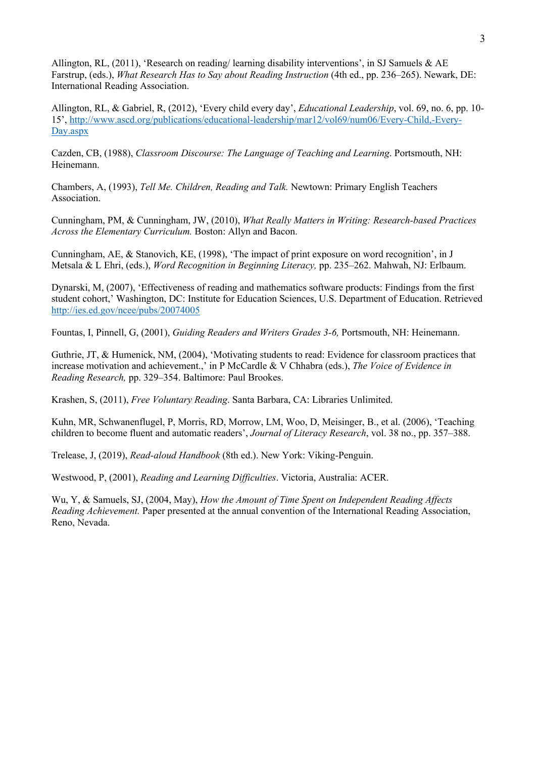Allington, RL, (2011), 'Research on reading/ learning disability interventions', in SJ Samuels & AE Farstrup, (eds.), *What Research Has to Say about Reading Instruction* (4th ed., pp. 236–265). Newark, DE: International Reading Association.

Allington, RL, & Gabriel, R, (2012), 'Every child every day', *Educational Leadership*, vol. 69, no. 6, pp. 10-15', [http://www.ascd.org/publications/educational-leadership/mar12/vol69/num06/Every-Child,-Every-Day.aspx](http://www.ascd.org/publications/educational-leadership/mar12/vol69/num06/Every-Child,-Every-Day.aspx)

Cazden, CB, (1988), *Classroom Discourse: The Language of Teaching and Learning*. Portsmouth, NH: Heinemann.

Chambers, A, (1993), *Tell Me. Children, Reading and Talk.* Newtown: Primary English Teachers Association.

Cunningham, PM, & Cunningham, JW, (2010), *What Really Matters in Writing: Research-based Practices Across the Elementary Curriculum.* Boston: Allyn and Bacon.

Cunningham, AE, & Stanovich, KE, (1998), 'The impact of print exposure on word recognition', in J Metsala & L Ehri, (eds.), *Word Recognition in Beginning Literacy,* pp. 235–262. Mahwah, NJ: Erlbaum.

Dynarski, M, (2007), 'Effectiveness of reading and mathematics software products: Findings from the first student cohort,' Washington, DC: Institute for Education Sciences, U.S. Department of Education. Retrieved [http://ies.ed.gov/ncee/pubs/20074005](http://ies.ed.gov/ncee/pubs/20074005)

Fountas, I, Pinnell, G, (2001), *Guiding Readers and Writers Grades 3-6,* Portsmouth, NH: Heinemann.

Guthrie, JT, & Humenick, NM, (2004), 'Motivating students to read: Evidence for classroom practices that increase motivation and achievement.,' in P McCardle & V Chhabra (eds.), *The Voice of Evidence in Reading Research,* pp. 329–354. Baltimore: Paul Brookes.

Krashen, S, (2011), *Free Voluntary Reading*. Santa Barbara, CA: Libraries Unlimited.

Kuhn, MR, Schwanenflugel, P, Morris, RD, Morrow, LM, Woo, D, Meisinger, B., et al. (2006), 'Teaching children to become fluent and automatic readers', *Journal of Literacy Research*, vol. 38 no., pp. 357–388.

Trelease, J, (2019), *Read-aloud Handbook* (8th ed.). New York: Viking-Penguin.

Westwood, P, (2001), *Reading and Learning Difficulties*. Victoria, Australia: ACER.

Wu, Y, & Samuels, SJ, (2004, May), *How the Amount of Time Spent on Independent Reading Affects Reading Achievement.* Paper presented at the annual convention of the International Reading Association, Reno, Nevada.